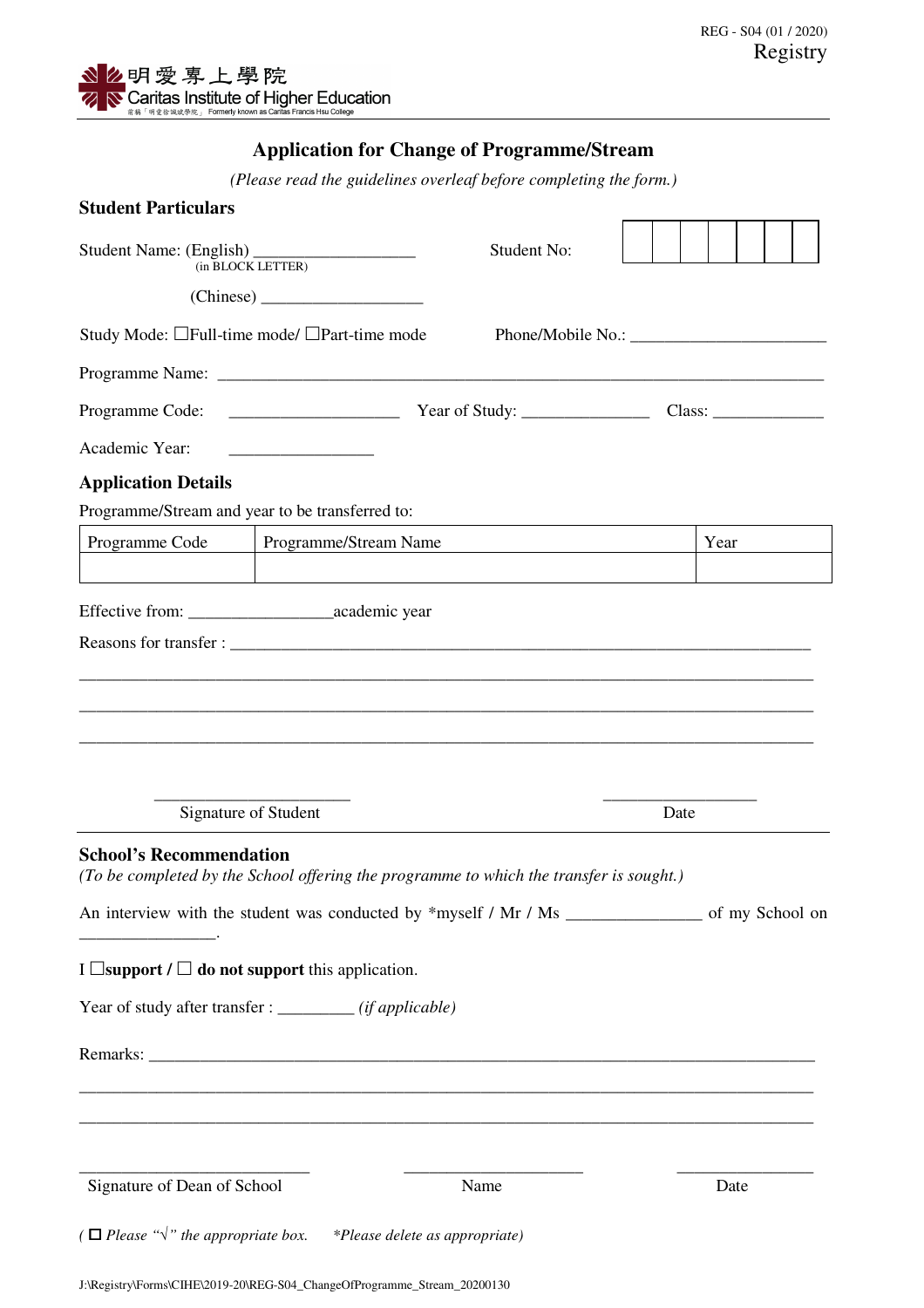REG - S04 (01 / 2020)
Registry

明愛專上學院
Caritas Institute of Higher Education
前稱「明愛徐誠斌學院」 Formerly known as Caritas Francis Hsu College

# Application for Change of Programme/Stream

*(Please read the guidelines overleaf before completing the form.)*

## Student Particulars

Student Name: (English) ___________________ (in BLOCK LETTER)

Student No: | | | | | | | | |

(Chinese) ___________________

Study Mode: ☐Full-time mode/ ☐Part-time mode

Phone/Mobile No.: _______________________

Programme Name: ___________________________________________________________________________

Programme Code: ____________________ Year of Study: _______________ Class: _____________

Academic Year: _________________

## Application Details

Programme/Stream and year to be transferred to:

| Programme Code | Programme/Stream Name | Year |
|---|---|---|
| | | |

Effective from: _________________academic year

Reasons for transfer : ____________________________________________________________________

___________________________________________________________________________________

___________________________________________________________________________________

___________________________________________________________________________________

_______________________ Signature of Student

__________________ Date

## School's Recommendation

*(To be completed by the School offering the programme to which the transfer is sought.)*

An interview with the student was conducted by *myself / Mr / Ms ________________ of my School on ________________.

I ☐**support /** ☐ **do not support** this application.

Year of study after transfer : _________ *(if applicable)*

Remarks: _________________________________________________________________________

___________________________________________________________________________________

___________________________________________________________________________________

___________________________ Signature of Dean of School

_____________________ Name

________________ Date

*( ☐ Please "√" the appropriate box. *Please delete as appropriate)*

J:\Registry\Forms\CIHE\2019-20\REG-S04_ChangeOfProgramme_Stream_20200130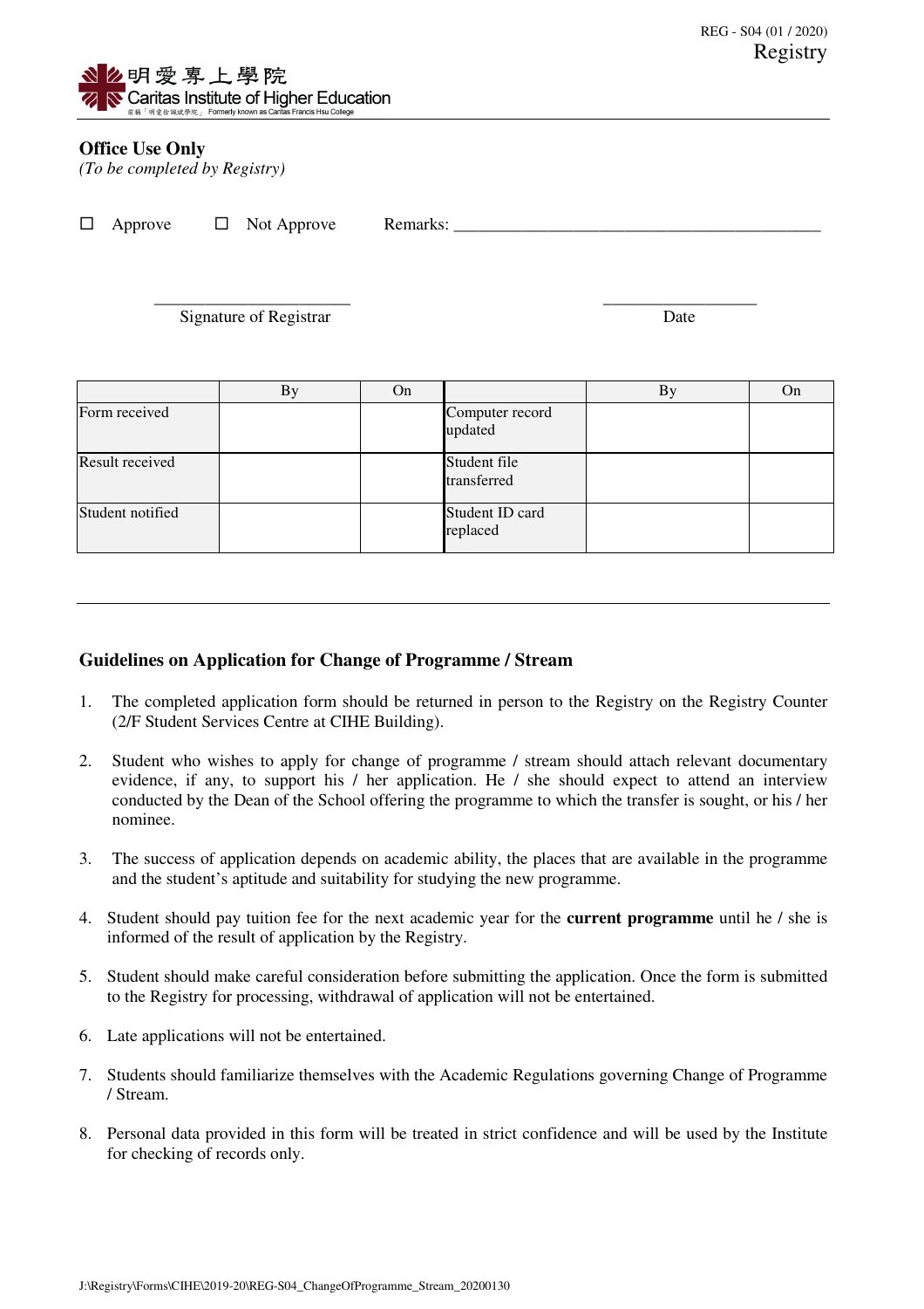**Office Use Only**
*(To be completed by Registry)*

☐ Approve ☐ Not Approve Remarks: ____________________________________________

________________________ Signature of Registrar

__________________ Date

| | By | On | | By | On |
|---|---|---|---|---|---|
| Form received | | | Computer record updated | | |
| Result received | | | Student file transferred | | |
| Student notified | | | Student ID card replaced | | |

---

## Guidelines on Application for Change of Programme / Stream

1. The completed application form should be returned in person to the Registry on the Registry Counter (2/F Student Services Centre at CIHE Building).

2. Student who wishes to apply for change of programme / stream should attach relevant documentary evidence, if any, to support his / her application. He / she should expect to attend an interview conducted by the Dean of the School offering the programme to which the transfer is sought, or his / her nominee.

3. The success of application depends on academic ability, the places that are available in the programme and the student's aptitude and suitability for studying the new programme.

4. Student should pay tuition fee for the next academic year for the **current programme** until he / she is informed of the result of application by the Registry.

5. Student should make careful consideration before submitting the application. Once the form is submitted to the Registry for processing, withdrawal of application will not be entertained.

6. Late applications will not be entertained.

7. Students should familiarize themselves with the Academic Regulations governing Change of Programme / Stream.

8. Personal data provided in this form will be treated in strict confidence and will be used by the Institute for checking of records only.